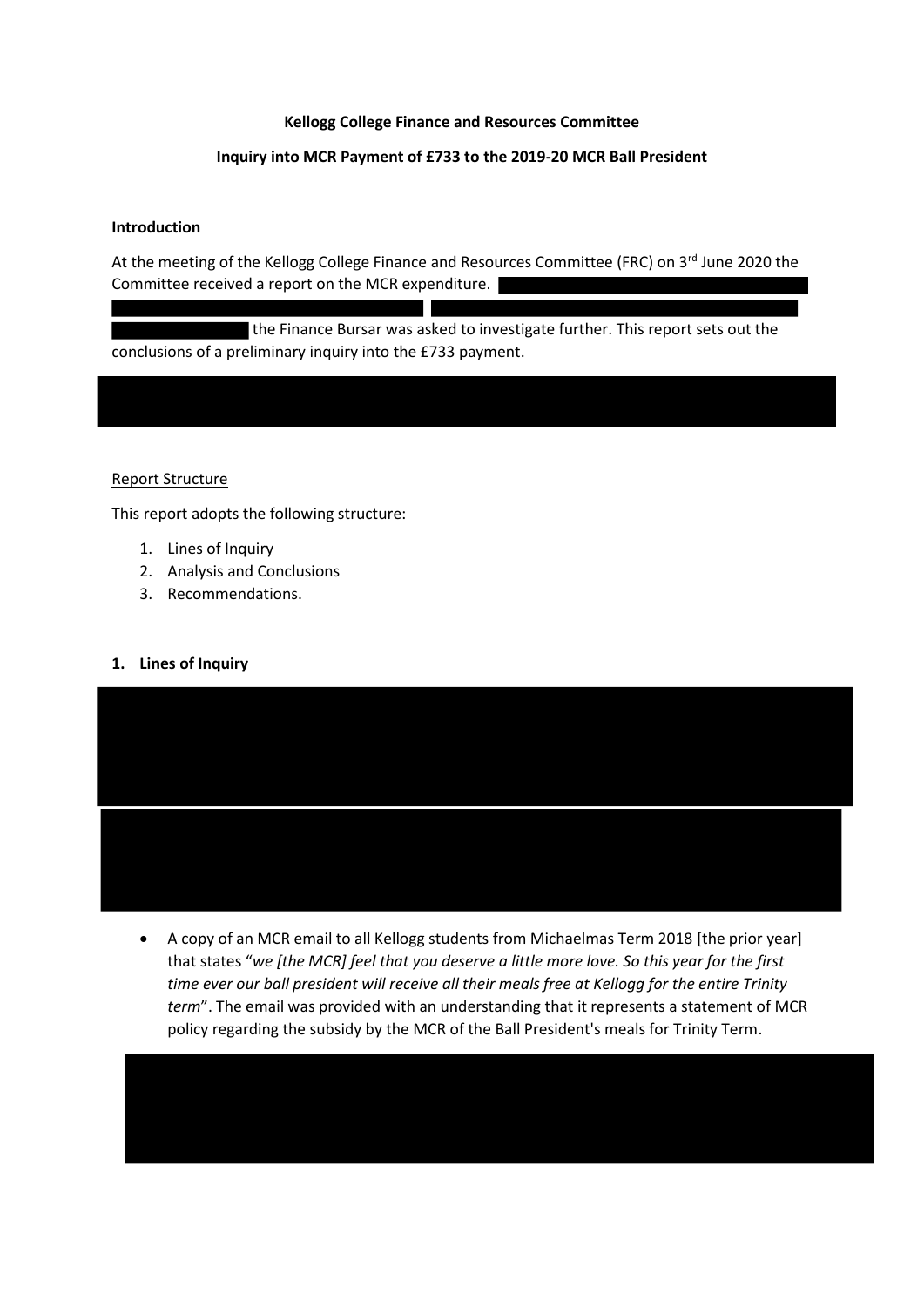**Kellogg College Finance and Resources Committee**

**Inquiry into MCR Payment of £733 to the 2019-20 MCR Ball President**

**Introduction**

At the meeting of the Kellogg College Finance and Resources Committee (FRC) on 3rd June 2020 the Committee received a report on the MCR expenditure. the Finance Bursar was asked to investigate further. This report sets out the conclusions of a preliminary inquiry into the £733 payment.

Report Structure

This report adopts the following structure:

1. Lines of Inquiry
2. Analysis and Conclusions
3. Recommendations.

**1. Lines of Inquiry**

- A copy of an MCR email to all Kellogg students from Michaelmas Term 2018 [the prior year] that states "*we [the MCR] feel that you deserve a little more love. So this year for the first time ever our ball president will receive all their meals free at Kellogg for the entire Trinity term*". The email was provided with an understanding that it represents a statement of MCR policy regarding the subsidy by the MCR of the Ball President's meals for Trinity Term.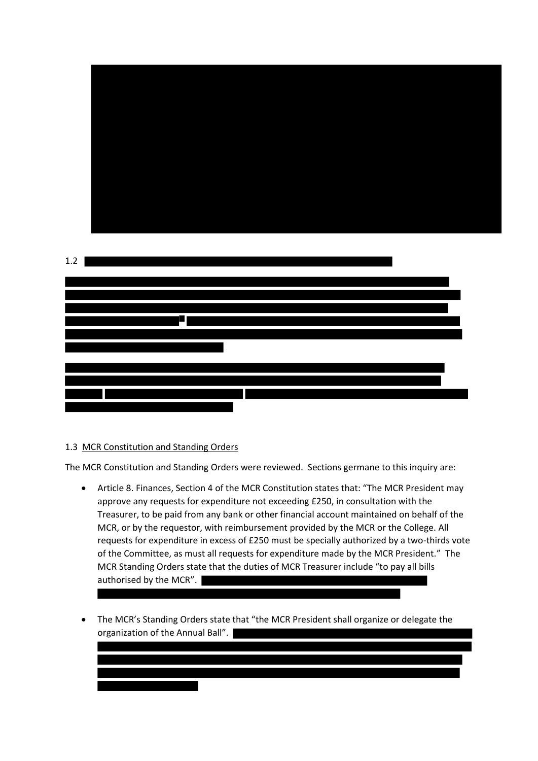1.2

### 1.3 MCR Constitution and Standing Orders

The MCR Constitution and Standing Orders were reviewed. Sections germane to this inquiry are:

- Article 8. Finances, Section 4 of the MCR Constitution states that: "The MCR President may approve any requests for expenditure not exceeding £250, in consultation with the Treasurer, to be paid from any bank or other financial account maintained on behalf of the MCR, or by the requestor, with reimbursement provided by the MCR or the College. All requests for expenditure in excess of £250 must be specially authorized by a two-thirds vote of the Committee, as must all requests for expenditure made by the MCR President." The MCR Standing Orders state that the duties of MCR Treasurer include "to pay all bills authorised by the MCR".

- The MCR's Standing Orders state that "the MCR President shall organize or delegate the organization of the Annual Ball".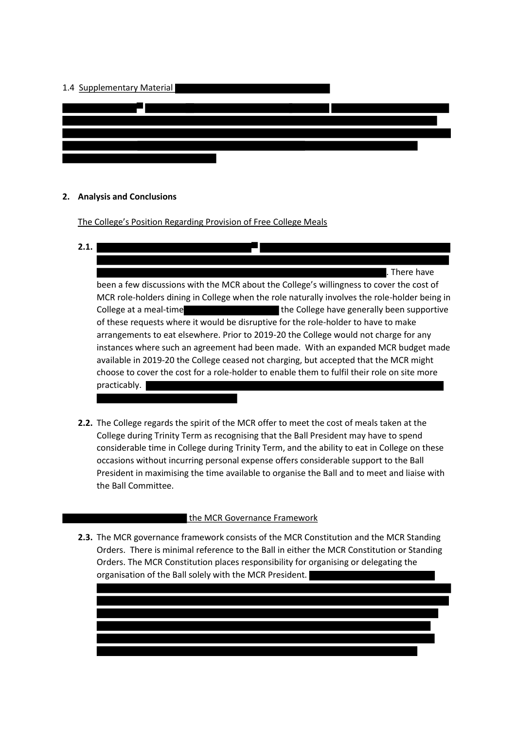1.4 Supplementary Material

## 2. Analysis and Conclusions

The College's Position Regarding Provision of Free College Meals

**2.1.** . There have been a few discussions with the MCR about the College's willingness to cover the cost of MCR role-holders dining in College when the role naturally involves the role-holder being in College at a meal-time the College have generally been supportive of these requests where it would be disruptive for the role-holder to have to make arrangements to eat elsewhere. Prior to 2019-20 the College would not charge for any instances where such an agreement had been made. With an expanded MCR budget made available in 2019-20 the College ceased not charging, but accepted that the MCR might choose to cover the cost for a role-holder to enable them to fulfil their role on site more practicably.

**2.2.** The College regards the spirit of the MCR offer to meet the cost of meals taken at the College during Trinity Term as recognising that the Ball President may have to spend considerable time in College during Trinity Term, and the ability to eat in College on these occasions without incurring personal expense offers considerable support to the Ball President in maximising the time available to organise the Ball and to meet and liaise with the Ball Committee.

the MCR Governance Framework

**2.3.** The MCR governance framework consists of the MCR Constitution and the MCR Standing Orders. There is minimal reference to the Ball in either the MCR Constitution or Standing Orders. The MCR Constitution places responsibility for organising or delegating the organisation of the Ball solely with the MCR President.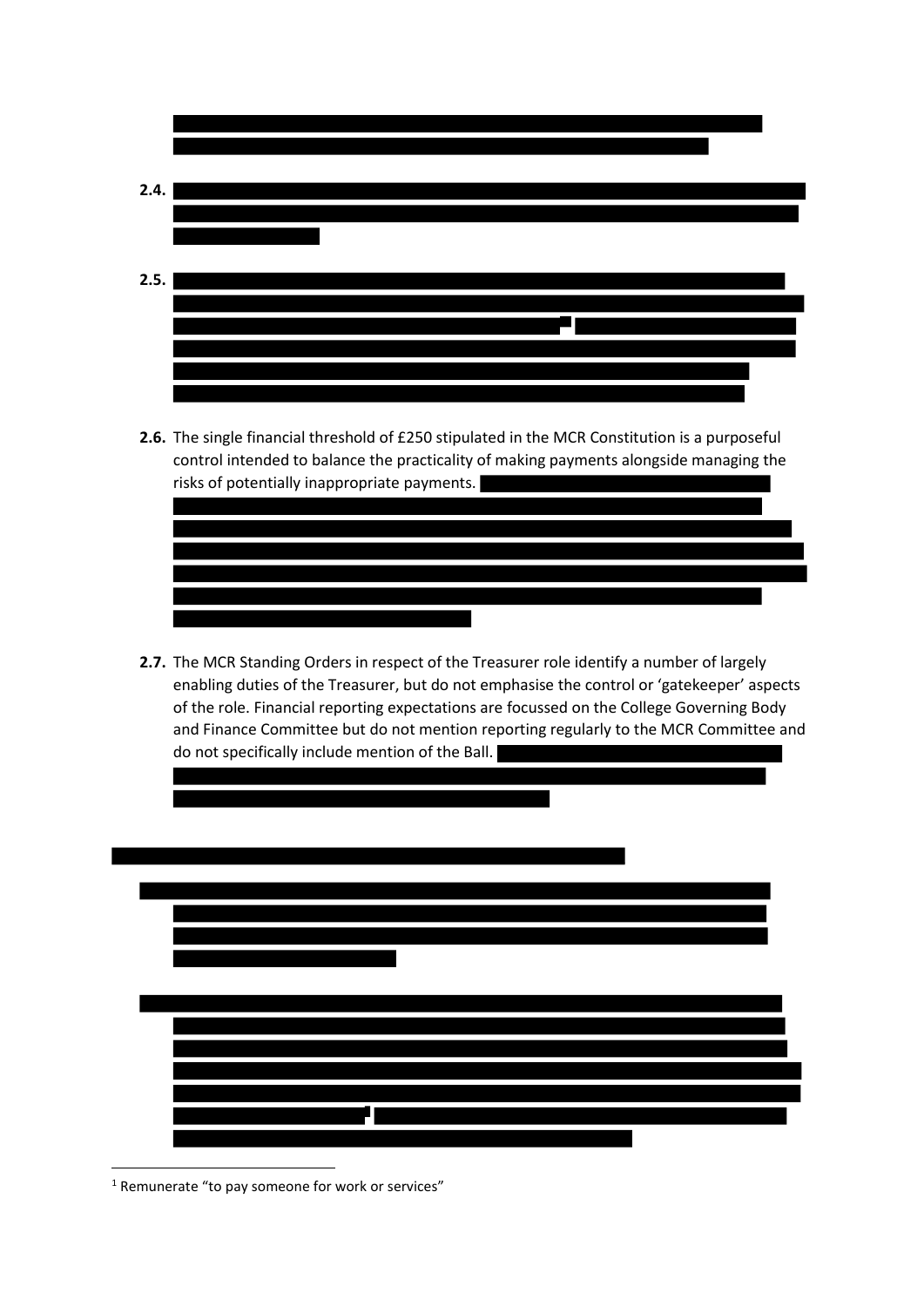**2.4.**

**2.5.**

**2.6.** The single financial threshold of £250 stipulated in the MCR Constitution is a purposeful control intended to balance the practicality of making payments alongside managing the risks of potentially inappropriate payments.

**2.7.** The MCR Standing Orders in respect of the Treasurer role identify a number of largely enabling duties of the Treasurer, but do not emphasise the control or 'gatekeeper' aspects of the role. Financial reporting expectations are focussed on the College Governing Body and Finance Committee but do not mention reporting regularly to the MCR Committee and do not specifically include mention of the Ball.

[1] Remunerate "to pay someone for work or services"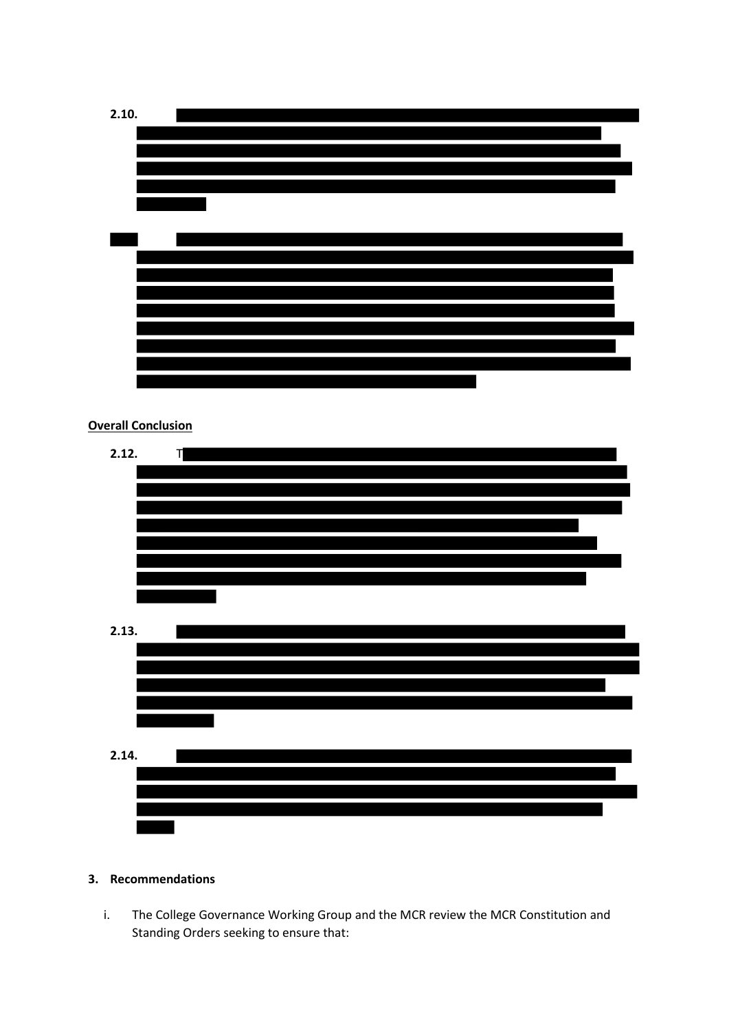**2.10.**

**Overall Conclusion**

**2.12.** T

**2.13.**

**2.14.**

**3. Recommendations**

i. The College Governance Working Group and the MCR review the MCR Constitution and Standing Orders seeking to ensure that: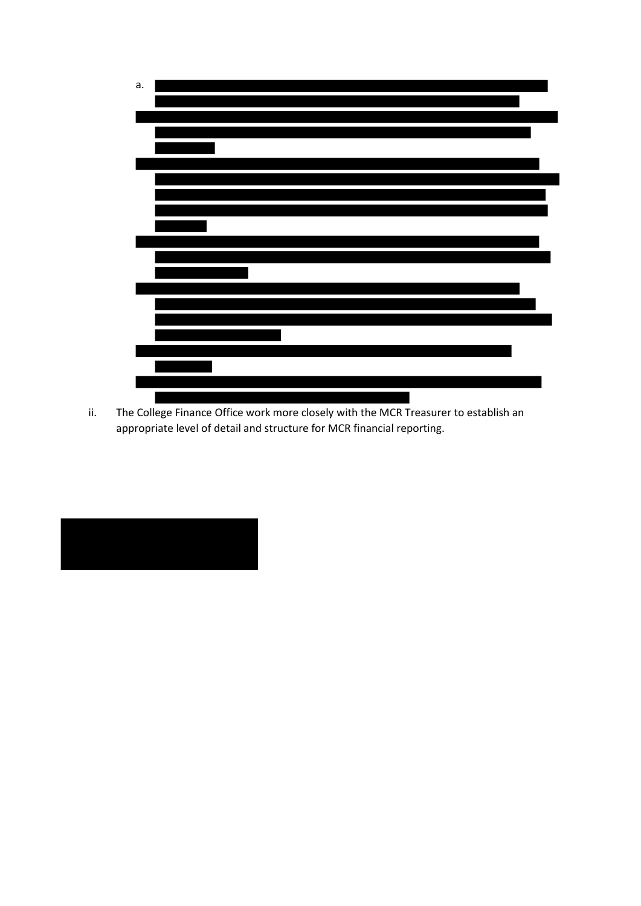a.

ii. The College Finance Office work more closely with the MCR Treasurer to establish an appropriate level of detail and structure for MCR financial reporting.